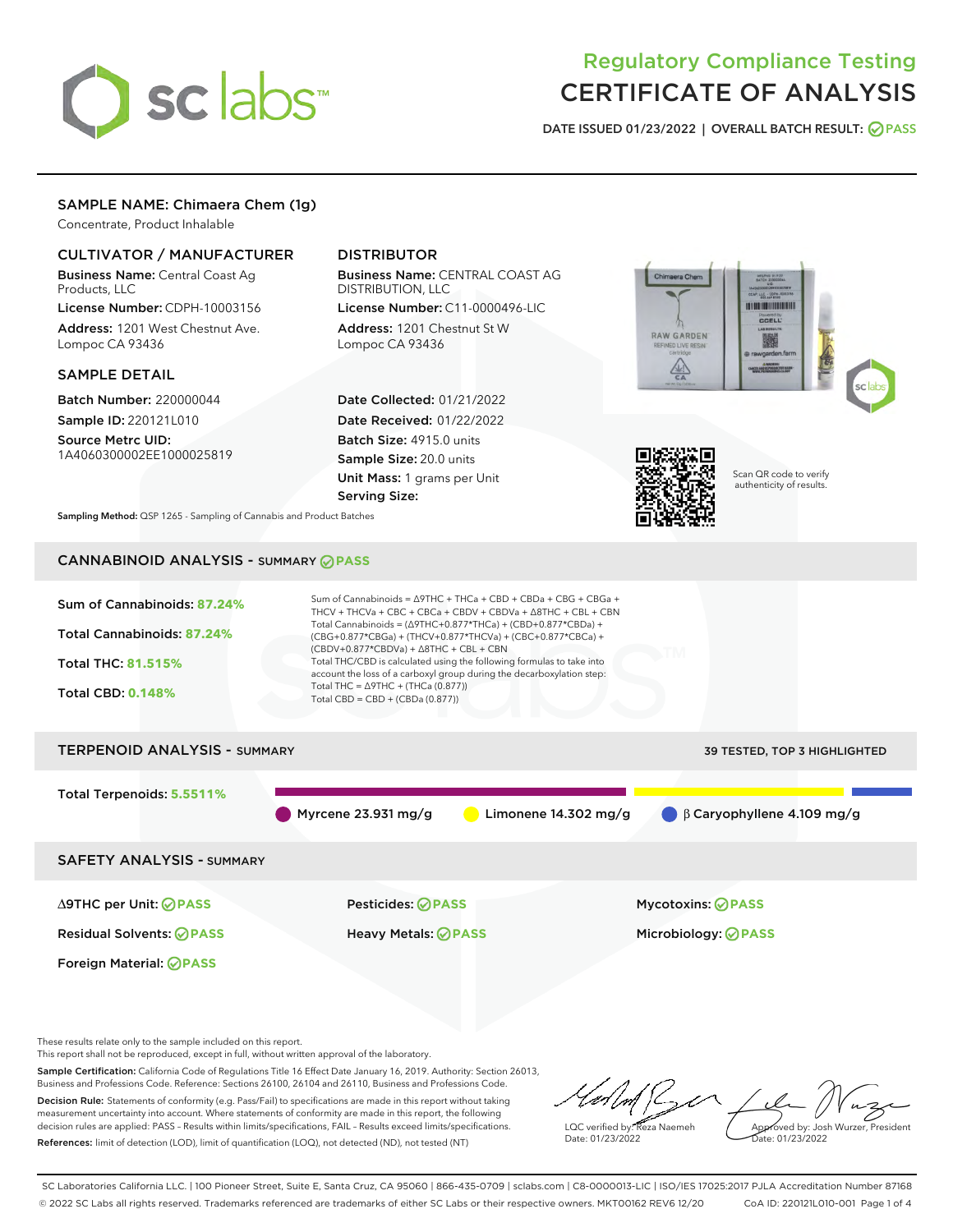# Regulatory Compliance Testing
# CERTIFICATE OF ANALYSIS

DATE ISSUED 01/23/2022 | OVERALL BATCH RESULT: PASS

## SAMPLE NAME: Chimaera Chem (1g)

Concentrate, Product Inhalable

### CULTIVATOR / MANUFACTURER

**Business Name:** Central Coast Ag Products, LLC

**License Number:** CDPH-10003156

**Address:** 1201 West Chestnut Ave. Lompoc CA 93436

### DISTRIBUTOR

**Business Name:** CENTRAL COAST AG DISTRIBUTION, LLC

**License Number:** C11-0000496-LIC

**Address:** 1201 Chestnut St W Lompoc CA 93436

### SAMPLE DETAIL

**Batch Number:** 220000044

**Sample ID:** 220121L010

**Source Metrc UID:** 1A4060300002EE1000025819

**Date Collected:** 01/21/2022

**Date Received:** 01/22/2022

**Batch Size:** 4915.0 units

**Sample Size:** 20.0 units

**Unit Mass:** 1 grams per Unit

**Serving Size:**

Scan QR code to verify authenticity of results.

**Sampling Method:** QSP 1265 - Sampling of Cannabis and Product Batches

## CANNABINOID ANALYSIS - SUMMARY PASS

Sum of Cannabinoids: **87.24%**

Total Cannabinoids: **87.24%**

Total THC: **81.515%**

Total CBD: **0.148%**

Sum of Cannabinoids = Δ9THC + THCa + CBD + CBDa + CBG + CBGa + THCV + THCVa + CBC + CBCa + CBDV + CBDVa + Δ8THC + CBL + CBN

Total Cannabinoids = (Δ9THC+0.877*THCa) + (CBD+0.877*CBDa) + (CBG+0.877*CBGa) + (THCV+0.877*THCVa) + (CBC+0.877*CBCa) + (CBDV+0.877*CBDVa) + Δ8THC + CBL + CBN

Total THC/CBD is calculated using the following formulas to take into account the loss of a carboxyl group during the decarboxylation step:

Total THC = Δ9THC + (THCa (0.877))

Total CBD = CBD + (CBDa (0.877))

## TERPENOID ANALYSIS - SUMMARY

39 TESTED, TOP 3 HIGHLIGHTED

Total Terpenoids: **5.5511%**

Myrcene 23.931 mg/g | Limonene 14.302 mg/g | β Caryophyllene 4.109 mg/g

## SAFETY ANALYSIS - SUMMARY

| | | |
|---|---|---|
| Δ9THC per Unit: PASS | Pesticides: PASS | Mycotoxins: PASS |
| Residual Solvents: PASS | Heavy Metals: PASS | Microbiology: PASS |
| Foreign Material: PASS | | |

These results relate only to the sample included on this report.
This report shall not be reproduced, except in full, without written approval of the laboratory.

**Sample Certification:** California Code of Regulations Title 16 Effect Date January 16, 2019. Authority: Section 26013, Business and Professions Code. Reference: Sections 26100, 26104 and 26110, Business and Professions Code.

**Decision Rule:** Statements of conformity (e.g. Pass/Fail) to specifications are made in this report without taking measurement uncertainty into account. Where statements of conformity are made in this report, the following decision rules are applied: PASS – Results within limits/specifications, FAIL – Results exceed limits/specifications.

**References:** limit of detection (LOD), limit of quantification (LOQ), not detected (ND), not tested (NT)

LQC verified by: Reza Naemeh
Date: 01/23/2022

Approved by: Josh Wurzer, President
Date: 01/23/2022

SC Laboratories California LLC. | 100 Pioneer Street, Suite E, Santa Cruz, CA 95060 | 866-435-0709 | sclabs.com | C8-0000013-LIC | ISO/IES 17025:2017 PJLA Accreditation Number 87168
© 2022 SC Labs all rights reserved. Trademarks referenced are trademarks of either SC Labs or their respective owners. MKT00162 REV6 12/20 CoA ID: 220121L010-001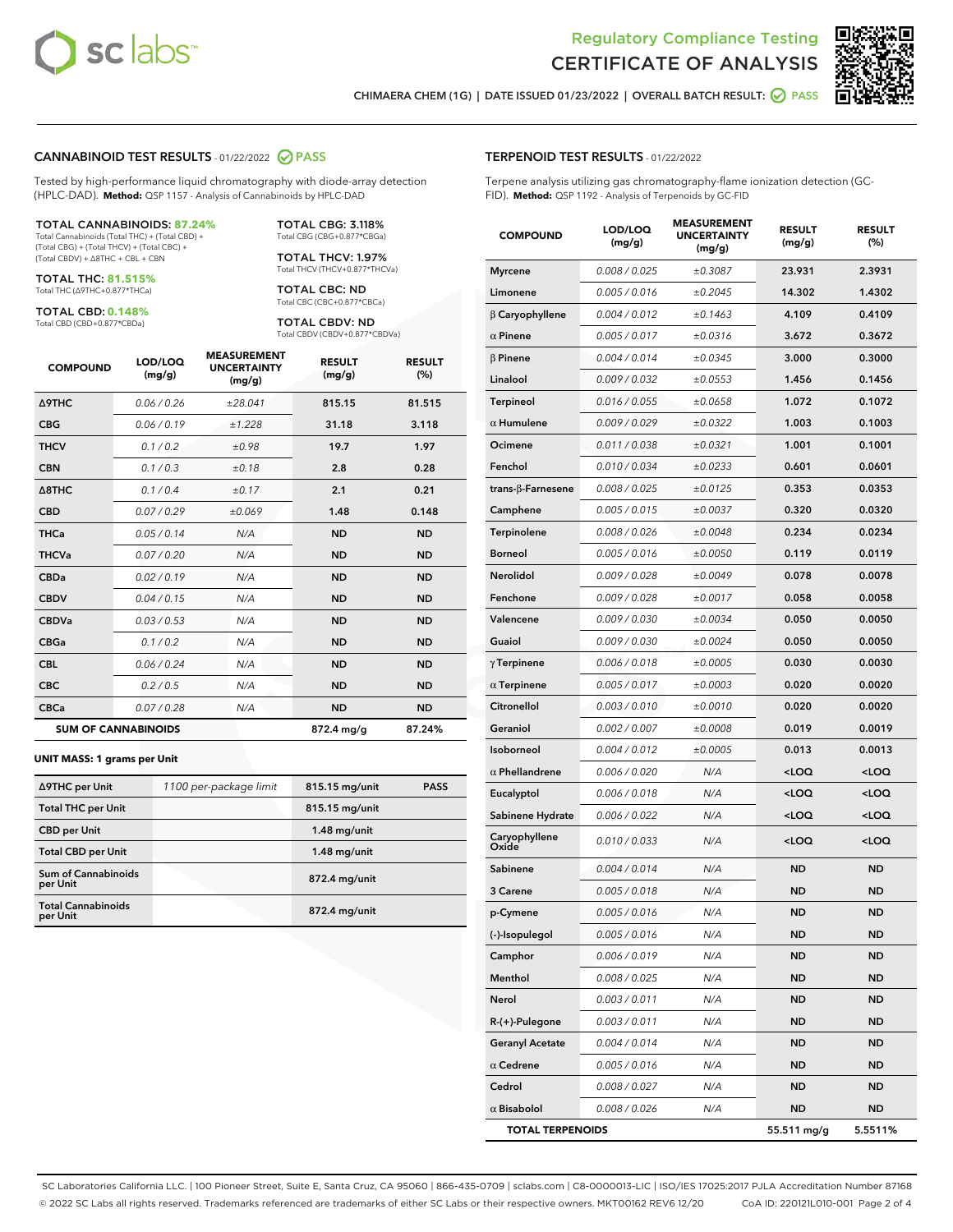# Regulatory Compliance Testing
# CERTIFICATE OF ANALYSIS

CHIMAERA CHEM (1G) | DATE ISSUED 01/23/2022 | OVERALL BATCH RESULT: PASS

## CANNABINOID TEST RESULTS - 01/22/2022 PASS

Tested by high-performance liquid chromatography with diode-array detection (HPLC-DAD). **Method:** QSP 1157 - Analysis of Cannabinoids by HPLC-DAD

**TOTAL CANNABINOIDS: 87.24%**
Total Cannabinoids (Total THC) + (Total CBD) + (Total CBG) + (Total THCV) + (Total CBC) + (Total CBDV) + Δ8THC + CBL + CBN

**TOTAL THC: 81.515%**
Total THC (Δ9THC+0.877*THCa)

**TOTAL CBD: 0.148%**
Total CBD (CBD+0.877*CBDa)

**TOTAL CBG: 3.118%**
Total CBG (CBG+0.877*CBGa)

**TOTAL THCV: 1.97%**
Total THCV (THCV+0.877*THCVa)

**TOTAL CBC: ND**
Total CBC (CBC+0.877*CBCa)

**TOTAL CBDV: ND**
Total CBDV (CBDV+0.877*CBDVa)

| COMPOUND | LOD/LOQ (mg/g) | MEASUREMENT UNCERTAINTY (mg/g) | RESULT (mg/g) | RESULT (%) |
|---|---|---|---|---|
| Δ9THC | 0.06 / 0.26 | ±28.041 | 815.15 | 81.515 |
| CBG | 0.06 / 0.19 | ±1.228 | 31.18 | 3.118 |
| THCV | 0.1 / 0.2 | ±0.98 | 19.7 | 1.97 |
| CBN | 0.1 / 0.3 | ±0.18 | 2.8 | 0.28 |
| Δ8THC | 0.1 / 0.4 | ±0.17 | 2.1 | 0.21 |
| CBD | 0.07 / 0.29 | ±0.069 | 1.48 | 0.148 |
| THCa | 0.05 / 0.14 | N/A | ND | ND |
| THCVa | 0.07 / 0.20 | N/A | ND | ND |
| CBDa | 0.02 / 0.19 | N/A | ND | ND |
| CBDV | 0.04 / 0.15 | N/A | ND | ND |
| CBDVa | 0.03 / 0.53 | N/A | ND | ND |
| CBGa | 0.1 / 0.2 | N/A | ND | ND |
| CBL | 0.06 / 0.24 | N/A | ND | ND |
| CBC | 0.2 / 0.5 | N/A | ND | ND |
| CBCa | 0.07 / 0.28 | N/A | ND | ND |
| **SUM OF CANNABINOIDS** | | | **872.4 mg/g** | **87.24%** |

**UNIT MASS: 1 grams per Unit**

| | | | |
|---|---|---|---|
| Δ9THC per Unit | 1100 per-package limit | 815.15 mg/unit | PASS |
| Total THC per Unit | | 815.15 mg/unit | |
| CBD per Unit | | 1.48 mg/unit | |
| Total CBD per Unit | | 1.48 mg/unit | |
| Sum of Cannabinoids per Unit | | 872.4 mg/unit | |
| Total Cannabinoids per Unit | | 872.4 mg/unit | |

## TERPENOID TEST RESULTS - 01/22/2022

Terpene analysis utilizing gas chromatography-flame ionization detection (GC-FID). **Method:** QSP 1192 - Analysis of Terpenoids by GC-FID

| COMPOUND | LOD/LOQ (mg/g) | MEASUREMENT UNCERTAINTY (mg/g) | RESULT (mg/g) | RESULT (%) |
|---|---|---|---|---|
| Myrcene | 0.008 / 0.025 | ±0.3087 | 23.931 | 2.3931 |
| Limonene | 0.005 / 0.016 | ±0.2045 | 14.302 | 1.4302 |
| β Caryophyllene | 0.004 / 0.012 | ±0.1463 | 4.109 | 0.4109 |
| α Pinene | 0.005 / 0.017 | ±0.0316 | 3.672 | 0.3672 |
| β Pinene | 0.004 / 0.014 | ±0.0345 | 3.000 | 0.3000 |
| Linalool | 0.009 / 0.032 | ±0.0553 | 1.456 | 0.1456 |
| Terpineol | 0.016 / 0.055 | ±0.0658 | 1.072 | 0.1072 |
| α Humulene | 0.009 / 0.029 | ±0.0322 | 1.003 | 0.1003 |
| Ocimene | 0.011 / 0.038 | ±0.0321 | 1.001 | 0.1001 |
| Fenchol | 0.010 / 0.034 | ±0.0233 | 0.601 | 0.0601 |
| trans-β-Farnesene | 0.008 / 0.025 | ±0.0125 | 0.353 | 0.0353 |
| Camphene | 0.005 / 0.015 | ±0.0037 | 0.320 | 0.0320 |
| Terpinolene | 0.008 / 0.026 | ±0.0048 | 0.234 | 0.0234 |
| Borneol | 0.005 / 0.016 | ±0.0050 | 0.119 | 0.0119 |
| Nerolidol | 0.009 / 0.028 | ±0.0049 | 0.078 | 0.0078 |
| Fenchone | 0.009 / 0.028 | ±0.0017 | 0.058 | 0.0058 |
| Valencene | 0.009 / 0.030 | ±0.0034 | 0.050 | 0.0050 |
| Guaiol | 0.009 / 0.030 | ±0.0024 | 0.050 | 0.0050 |
| γ Terpinene | 0.006 / 0.018 | ±0.0005 | 0.030 | 0.0030 |
| α Terpinene | 0.005 / 0.017 | ±0.0003 | 0.020 | 0.0020 |
| Citronellol | 0.003 / 0.010 | ±0.0010 | 0.020 | 0.0020 |
| Geraniol | 0.002 / 0.007 | ±0.0008 | 0.019 | 0.0019 |
| Isoborneol | 0.004 / 0.012 | ±0.0005 | 0.013 | 0.0013 |
| α Phellandrene | 0.006 / 0.020 | N/A | <LOQ | <LOQ |
| Eucalyptol | 0.006 / 0.018 | N/A | <LOQ | <LOQ |
| Sabinene Hydrate | 0.006 / 0.022 | N/A | <LOQ | <LOQ |
| Caryophyllene Oxide | 0.010 / 0.033 | N/A | <LOQ | <LOQ |
| Sabinene | 0.004 / 0.014 | N/A | ND | ND |
| 3 Carene | 0.005 / 0.018 | N/A | ND | ND |
| p-Cymene | 0.005 / 0.016 | N/A | ND | ND |
| (-)-Isopulegol | 0.005 / 0.016 | N/A | ND | ND |
| Camphor | 0.006 / 0.019 | N/A | ND | ND |
| Menthol | 0.008 / 0.025 | N/A | ND | ND |
| Nerol | 0.003 / 0.011 | N/A | ND | ND |
| R-(+)-Pulegone | 0.003 / 0.011 | N/A | ND | ND |
| Geranyl Acetate | 0.004 / 0.014 | N/A | ND | ND |
| α Cedrene | 0.005 / 0.016 | N/A | ND | ND |
| Cedrol | 0.008 / 0.027 | N/A | ND | ND |
| α Bisabolol | 0.008 / 0.026 | N/A | ND | ND |
| **TOTAL TERPENOIDS** | | | **55.511 mg/g** | **5.5511%** |

SC Laboratories California LLC. | 100 Pioneer Street, Suite E, Santa Cruz, CA 95060 | 866-435-0709 | sclabs.com | C8-0000013-LIC | ISO/IES 17025:2017 PJLA Accreditation Number 87168
© 2022 SC Labs all rights reserved. Trademarks referenced are trademarks of either SC Labs or their respective owners. MKT00162 REV6 12/20 CoA ID: 220121L010-001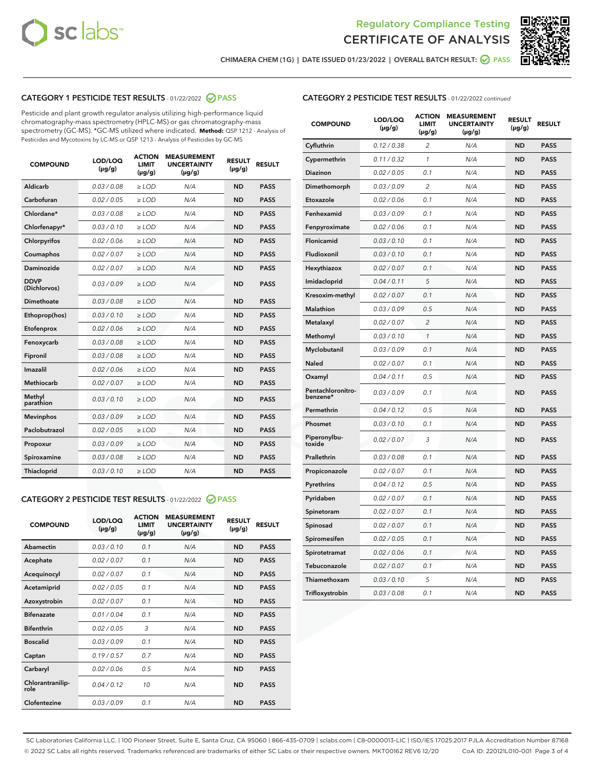Regulatory Compliance Testing

# CERTIFICATE OF ANALYSIS

CHIMAERA CHEM (1G) | DATE ISSUED 01/23/2022 | OVERALL BATCH RESULT: PASS

## CATEGORY 1 PESTICIDE TEST RESULTS - 01/22/2022 PASS

Pesticide and plant growth regulator analysis utilizing high-performance liquid chromatography-mass spectrometry (HPLC-MS) or gas chromatography-mass spectrometry (GC-MS). *GC-MS utilized where indicated. **Method:** QSP 1212 - Analysis of Pesticides and Mycotoxins by LC-MS or QSP 1213 - Analysis of Pesticides by GC-MS

| COMPOUND | LOD/LOQ (µg/g) | ACTION LIMIT (µg/g) | MEASUREMENT UNCERTAINTY (µg/g) | RESULT (µg/g) | RESULT |
|---|---|---|---|---|---|
| Aldicarb | 0.03 / 0.08 | ≥ LOD | N/A | ND | PASS |
| Carbofuran | 0.02 / 0.05 | ≥ LOD | N/A | ND | PASS |
| Chlordane* | 0.03 / 0.08 | ≥ LOD | N/A | ND | PASS |
| Chlorfenapyr* | 0.03 / 0.10 | ≥ LOD | N/A | ND | PASS |
| Chlorpyrifos | 0.02 / 0.06 | ≥ LOD | N/A | ND | PASS |
| Coumaphos | 0.02 / 0.07 | ≥ LOD | N/A | ND | PASS |
| Daminozide | 0.02 / 0.07 | ≥ LOD | N/A | ND | PASS |
| DDVP (Dichlorvos) | 0.03 / 0.09 | ≥ LOD | N/A | ND | PASS |
| Dimethoate | 0.03 / 0.08 | ≥ LOD | N/A | ND | PASS |
| Ethoprop(hos) | 0.03 / 0.10 | ≥ LOD | N/A | ND | PASS |
| Etofenprox | 0.02 / 0.06 | ≥ LOD | N/A | ND | PASS |
| Fenoxycarb | 0.03 / 0.08 | ≥ LOD | N/A | ND | PASS |
| Fipronil | 0.03 / 0.08 | ≥ LOD | N/A | ND | PASS |
| Imazalil | 0.02 / 0.06 | ≥ LOD | N/A | ND | PASS |
| Methiocarb | 0.02 / 0.07 | ≥ LOD | N/A | ND | PASS |
| Methyl parathion | 0.03 / 0.10 | ≥ LOD | N/A | ND | PASS |
| Mevinphos | 0.03 / 0.09 | ≥ LOD | N/A | ND | PASS |
| Paclobutrazol | 0.02 / 0.05 | ≥ LOD | N/A | ND | PASS |
| Propoxur | 0.03 / 0.09 | ≥ LOD | N/A | ND | PASS |
| Spiroxamine | 0.03 / 0.08 | ≥ LOD | N/A | ND | PASS |
| Thiacloprid | 0.03 / 0.10 | ≥ LOD | N/A | ND | PASS |

## CATEGORY 2 PESTICIDE TEST RESULTS - 01/22/2022 PASS

| COMPOUND | LOD/LOQ (µg/g) | ACTION LIMIT (µg/g) | MEASUREMENT UNCERTAINTY (µg/g) | RESULT (µg/g) | RESULT |
|---|---|---|---|---|---|
| Abamectin | 0.03 / 0.10 | 0.1 | N/A | ND | PASS |
| Acephate | 0.02 / 0.07 | 0.1 | N/A | ND | PASS |
| Acequinocyl | 0.02 / 0.07 | 0.1 | N/A | ND | PASS |
| Acetamiprid | 0.02 / 0.05 | 0.1 | N/A | ND | PASS |
| Azoxystrobin | 0.02 / 0.07 | 0.1 | N/A | ND | PASS |
| Bifenazate | 0.01 / 0.04 | 0.1 | N/A | ND | PASS |
| Bifenthrin | 0.02 / 0.05 | 3 | N/A | ND | PASS |
| Boscalid | 0.03 / 0.09 | 0.1 | N/A | ND | PASS |
| Captan | 0.19 / 0.57 | 0.7 | N/A | ND | PASS |
| Carbaryl | 0.02 / 0.06 | 0.5 | N/A | ND | PASS |
| Chlorantraniliprole | 0.04 / 0.12 | 10 | N/A | ND | PASS |
| Clofentezine | 0.03 / 0.09 | 0.1 | N/A | ND | PASS |
| Cyfluthrin | 0.12 / 0.38 | 2 | N/A | ND | PASS |
| Cypermethrin | 0.11 / 0.32 | 1 | N/A | ND | PASS |
| Diazinon | 0.02 / 0.05 | 0.1 | N/A | ND | PASS |
| Dimethomorph | 0.03 / 0.09 | 2 | N/A | ND | PASS |
| Etoxazole | 0.02 / 0.06 | 0.1 | N/A | ND | PASS |
| Fenhexamid | 0.03 / 0.09 | 0.1 | N/A | ND | PASS |
| Fenpyroximate | 0.02 / 0.06 | 0.1 | N/A | ND | PASS |
| Flonicamid | 0.03 / 0.10 | 0.1 | N/A | ND | PASS |
| Fludioxonil | 0.03 / 0.10 | 0.1 | N/A | ND | PASS |
| Hexythiazox | 0.02 / 0.07 | 0.1 | N/A | ND | PASS |
| Imidacloprid | 0.04 / 0.11 | 5 | N/A | ND | PASS |
| Kresoxim-methyl | 0.02 / 0.07 | 0.1 | N/A | ND | PASS |
| Malathion | 0.03 / 0.09 | 0.5 | N/A | ND | PASS |
| Metalaxyl | 0.02 / 0.07 | 2 | N/A | ND | PASS |
| Methomyl | 0.03 / 0.10 | 1 | N/A | ND | PASS |
| Myclobutanil | 0.03 / 0.09 | 0.1 | N/A | ND | PASS |
| Naled | 0.02 / 0.07 | 0.1 | N/A | ND | PASS |
| Oxamyl | 0.04 / 0.11 | 0.5 | N/A | ND | PASS |
| Pentachloronitrobenzene* | 0.03 / 0.09 | 0.1 | N/A | ND | PASS |
| Permethrin | 0.04 / 0.12 | 0.5 | N/A | ND | PASS |
| Phosmet | 0.03 / 0.10 | 0.1 | N/A | ND | PASS |
| Piperonylbutoxide | 0.02 / 0.07 | 3 | N/A | ND | PASS |
| Prallethrin | 0.03 / 0.08 | 0.1 | N/A | ND | PASS |
| Propiconazole | 0.02 / 0.07 | 0.1 | N/A | ND | PASS |
| Pyrethrins | 0.04 / 0.12 | 0.5 | N/A | ND | PASS |
| Pyridaben | 0.02 / 0.07 | 0.1 | N/A | ND | PASS |
| Spinetoram | 0.02 / 0.07 | 0.1 | N/A | ND | PASS |
| Spinosad | 0.02 / 0.07 | 0.1 | N/A | ND | PASS |
| Spiromesifen | 0.02 / 0.05 | 0.1 | N/A | ND | PASS |
| Spirotetramat | 0.02 / 0.06 | 0.1 | N/A | ND | PASS |
| Tebuconazole | 0.02 / 0.07 | 0.1 | N/A | ND | PASS |
| Thiamethoxam | 0.03 / 0.10 | 5 | N/A | ND | PASS |
| Trifloxystrobin | 0.03 / 0.08 | 0.1 | N/A | ND | PASS |

SC Laboratories California LLC. | 100 Pioneer Street, Suite E, Santa Cruz, CA 95060 | 866-435-0709 | sclabs.com | C8-0000013-LIC | ISO/IES 17025:2017 PJLA Accreditation Number 87168
© 2022 SC Labs all rights reserved. Trademarks referenced are trademarks of either SC Labs or their respective owners. MKT00162 REV6 12/20 CoA ID: 220121L010-001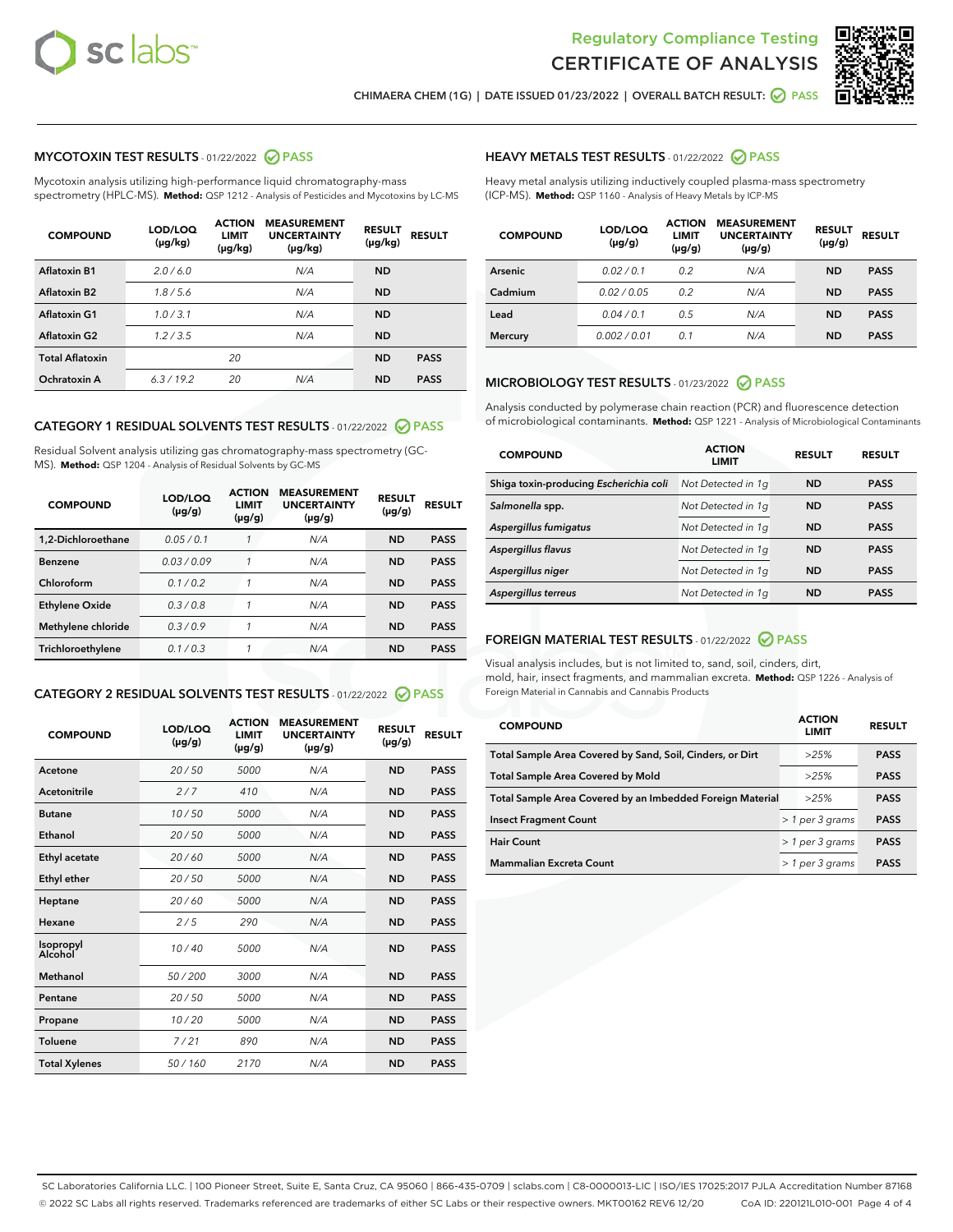Regulatory Compliance Testing

# CERTIFICATE OF ANALYSIS

CHIMAERA CHEM (1G) | DATE ISSUED 01/23/2022 | OVERALL BATCH RESULT: PASS

## MYCOTOXIN TEST RESULTS - 01/22/2022 PASS

Mycotoxin analysis utilizing high-performance liquid chromatography-mass spectrometry (HPLC-MS). **Method:** QSP 1212 - Analysis of Pesticides and Mycotoxins by LC-MS

| COMPOUND | LOD/LOQ (μg/kg) | ACTION LIMIT (μg/kg) | MEASUREMENT UNCERTAINTY (μg/kg) | RESULT (μg/kg) | RESULT |
|---|---|---|---|---|---|
| Aflatoxin B1 | 2.0 / 6.0 | | N/A | ND | |
| Aflatoxin B2 | 1.8 / 5.6 | | N/A | ND | |
| Aflatoxin G1 | 1.0 / 3.1 | | N/A | ND | |
| Aflatoxin G2 | 1.2 / 3.5 | | N/A | ND | |
| Total Aflatoxin | | 20 | | ND | PASS |
| Ochratoxin A | 6.3 / 19.2 | 20 | N/A | ND | PASS |

## CATEGORY 1 RESIDUAL SOLVENTS TEST RESULTS - 01/22/2022 PASS

Residual Solvent analysis utilizing gas chromatography-mass spectrometry (GC-MS). **Method:** QSP 1204 - Analysis of Residual Solvents by GC-MS

| COMPOUND | LOD/LOQ (μg/g) | ACTION LIMIT (μg/g) | MEASUREMENT UNCERTAINTY (μg/g) | RESULT (μg/g) | RESULT |
|---|---|---|---|---|---|
| 1,2-Dichloroethane | 0.05 / 0.1 | 1 | N/A | ND | PASS |
| Benzene | 0.03 / 0.09 | 1 | N/A | ND | PASS |
| Chloroform | 0.1 / 0.2 | 1 | N/A | ND | PASS |
| Ethylene Oxide | 0.3 / 0.8 | 1 | N/A | ND | PASS |
| Methylene chloride | 0.3 / 0.9 | 1 | N/A | ND | PASS |
| Trichloroethylene | 0.1 / 0.3 | 1 | N/A | ND | PASS |

## CATEGORY 2 RESIDUAL SOLVENTS TEST RESULTS - 01/22/2022 PASS

| COMPOUND | LOD/LOQ (μg/g) | ACTION LIMIT (μg/g) | MEASUREMENT UNCERTAINTY (μg/g) | RESULT (μg/g) | RESULT |
|---|---|---|---|---|---|
| Acetone | 20 / 50 | 5000 | N/A | ND | PASS |
| Acetonitrile | 2 / 7 | 410 | N/A | ND | PASS |
| Butane | 10 / 50 | 5000 | N/A | ND | PASS |
| Ethanol | 20 / 50 | 5000 | N/A | ND | PASS |
| Ethyl acetate | 20 / 60 | 5000 | N/A | ND | PASS |
| Ethyl ether | 20 / 50 | 5000 | N/A | ND | PASS |
| Heptane | 20 / 60 | 5000 | N/A | ND | PASS |
| Hexane | 2 / 5 | 290 | N/A | ND | PASS |
| Isopropyl Alcohol | 10 / 40 | 5000 | N/A | ND | PASS |
| Methanol | 50 / 200 | 3000 | N/A | ND | PASS |
| Pentane | 20 / 50 | 5000 | N/A | ND | PASS |
| Propane | 10 / 20 | 5000 | N/A | ND | PASS |
| Toluene | 7 / 21 | 890 | N/A | ND | PASS |
| Total Xylenes | 50 / 160 | 2170 | N/A | ND | PASS |

## HEAVY METALS TEST RESULTS - 01/22/2022 PASS

Heavy metal analysis utilizing inductively coupled plasma-mass spectrometry (ICP-MS). **Method:** QSP 1160 - Analysis of Heavy Metals by ICP-MS

| COMPOUND | LOD/LOQ (μg/g) | ACTION LIMIT (μg/g) | MEASUREMENT UNCERTAINTY (μg/g) | RESULT (μg/g) | RESULT |
|---|---|---|---|---|---|
| Arsenic | 0.02 / 0.1 | 0.2 | N/A | ND | PASS |
| Cadmium | 0.02 / 0.05 | 0.2 | N/A | ND | PASS |
| Lead | 0.04 / 0.1 | 0.5 | N/A | ND | PASS |
| Mercury | 0.002 / 0.01 | 0.1 | N/A | ND | PASS |

## MICROBIOLOGY TEST RESULTS - 01/23/2022 PASS

Analysis conducted by polymerase chain reaction (PCR) and fluorescence detection of microbiological contaminants. **Method:** QSP 1221 - Analysis of Microbiological Contaminants

| COMPOUND | ACTION LIMIT | RESULT | RESULT |
|---|---|---|---|
| Shiga toxin-producing *Escherichia coli* | Not Detected in 1g | ND | PASS |
| *Salmonella* spp. | Not Detected in 1g | ND | PASS |
| *Aspergillus fumigatus* | Not Detected in 1g | ND | PASS |
| *Aspergillus flavus* | Not Detected in 1g | ND | PASS |
| *Aspergillus niger* | Not Detected in 1g | ND | PASS |
| *Aspergillus terreus* | Not Detected in 1g | ND | PASS |

## FOREIGN MATERIAL TEST RESULTS - 01/22/2022 PASS

Visual analysis includes, but is not limited to, sand, soil, cinders, dirt, mold, hair, insect fragments, and mammalian excreta. **Method:** QSP 1226 - Analysis of Foreign Material in Cannabis and Cannabis Products

| COMPOUND | ACTION LIMIT | RESULT |
|---|---|---|
| Total Sample Area Covered by Sand, Soil, Cinders, or Dirt | >25% | PASS |
| Total Sample Area Covered by Mold | >25% | PASS |
| Total Sample Area Covered by an Imbedded Foreign Material | >25% | PASS |
| Insect Fragment Count | > 1 per 3 grams | PASS |
| Hair Count | > 1 per 3 grams | PASS |
| Mammalian Excreta Count | > 1 per 3 grams | PASS |

SC Laboratories California LLC. | 100 Pioneer Street, Suite E, Santa Cruz, CA 95060 | 866-435-0709 | sclabs.com | C8-0000013-LIC | ISO/IES 17025:2017 PJLA Accreditation Number 87168
© 2022 SC Labs all rights reserved. Trademarks referenced are trademarks of either SC Labs or their respective owners. MKT00162 REV6 12/20 CoA ID: 220121L010-001